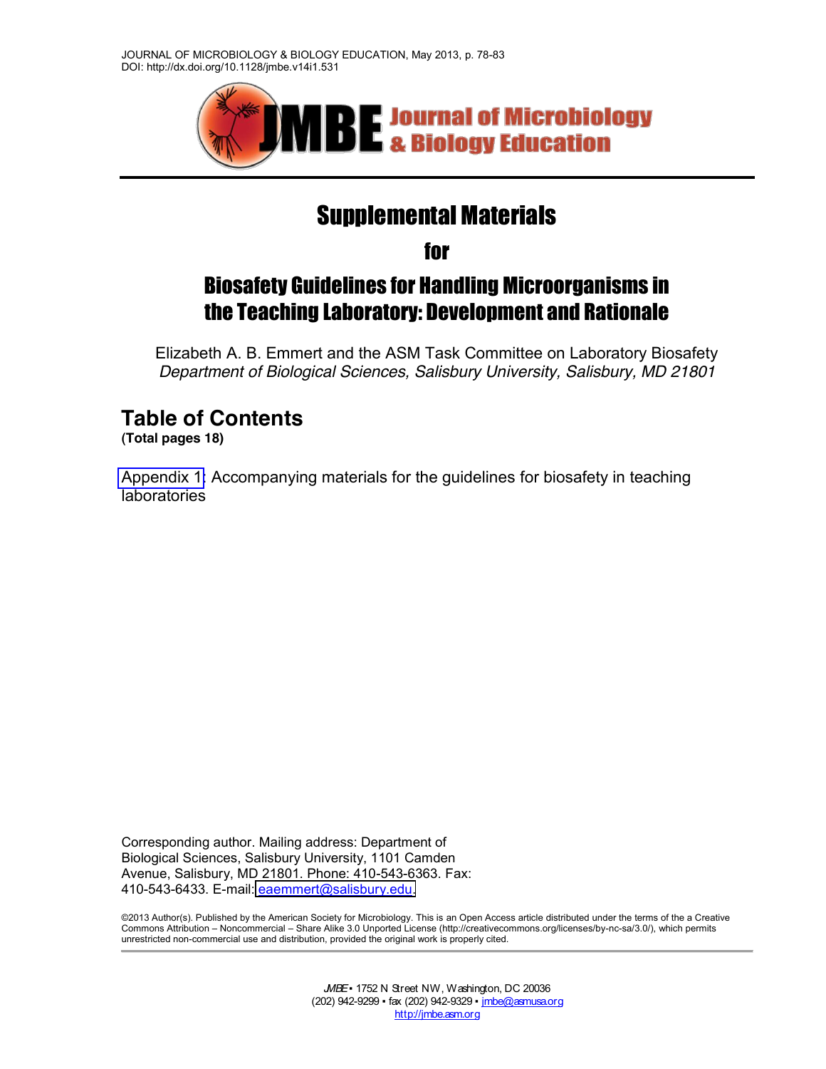JOURNAL OF MICROBIOLOGY & BIOLOGY EDUCATION, May 2013, p. 78-83
DOI: http://dx.doi.org/10.1128/jmbe.v14i1.531

# Supplemental Materials

# for

# Biosafety Guidelines for Handling Microorganisms in the Teaching Laboratory: Development and Rationale

Elizabeth A. B. Emmert and the ASM Task Committee on Laboratory Biosafety
*Department of Biological Sciences, Salisbury University, Salisbury, MD 21801*

## Table of Contents

**(Total pages 18)**

Appendix 1: Accompanying materials for the guidelines for biosafety in teaching laboratories

Corresponding author. Mailing address: Department of Biological Sciences, Salisbury University, 1101 Camden Avenue, Salisbury, MD 21801. Phone: 410-543-6363. Fax: 410-543-6433. E-mail: eaemmert@salisbury.edu.

©2013 Author(s). Published by the American Society for Microbiology. This is an Open Access article distributed under the terms of the a Creative Commons Attribution – Noncommercial – Share Alike 3.0 Unported License (http://creativecommons.org/licenses/by-nc-sa/3.0/), which permits unrestricted non-commercial use and distribution, provided the original work is properly cited.

*JMBE* ▪ 1752 N Street NW, Washington, DC 20036
(202) 942-9299 ▪ fax (202) 942-9329 ▪ jmbe@asmusa.org
http://jmbe.asm.org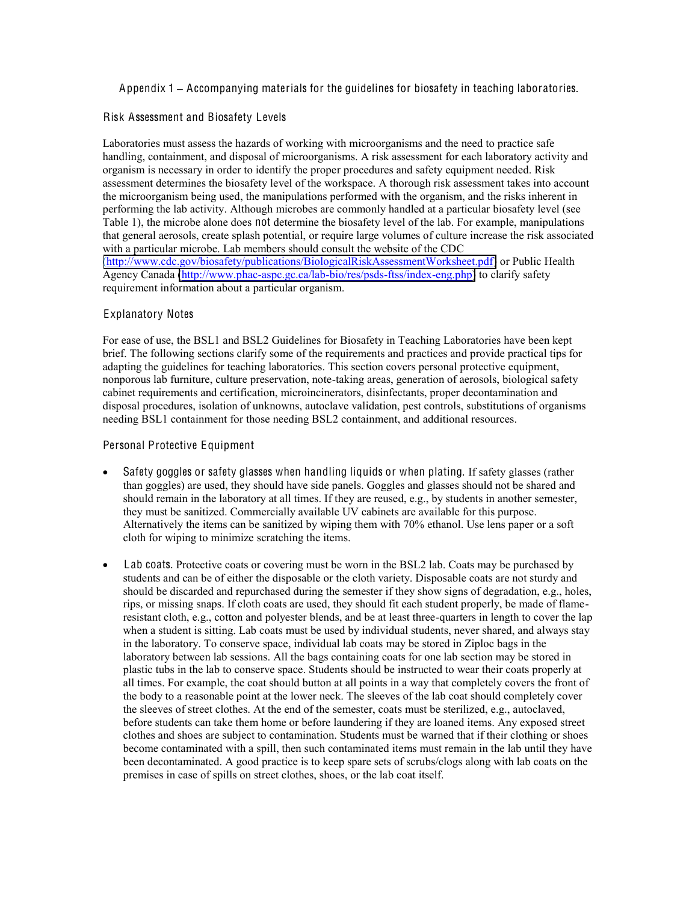## Appendix 1 – Accompanying materials for the guidelines for biosafety in teaching laboratories.

### Risk Assessment and Biosafety Levels

Laboratories must assess the hazards of working with microorganisms and the need to practice safe handling, containment, and disposal of microorganisms. A risk assessment for each laboratory activity and organism is necessary in order to identify the proper procedures and safety equipment needed. Risk assessment determines the biosafety level of the workspace. A thorough risk assessment takes into account the microorganism being used, the manipulations performed with the organism, and the risks inherent in performing the lab activity. Although microbes are commonly handled at a particular biosafety level (see Table 1), the microbe alone does not determine the biosafety level of the lab. For example, manipulations that general aerosols, create splash potential, or require large volumes of culture increase the risk associated with a particular microbe. Lab members should consult the website of the CDC (http://www.cdc.gov/biosafety/publications/BiologicalRiskAssessmentWorksheet.pdf) or Public Health Agency Canada (http://www.phac-aspc.gc.ca/lab-bio/res/psds-ftss/index-eng.php) to clarify safety requirement information about a particular organism.

### Explanatory Notes

For ease of use, the BSL1 and BSL2 Guidelines for Biosafety in Teaching Laboratories have been kept brief. The following sections clarify some of the requirements and practices and provide practical tips for adapting the guidelines for teaching laboratories. This section covers personal protective equipment, nonporous lab furniture, culture preservation, note-taking areas, generation of aerosols, biological safety cabinet requirements and certification, microincinerators, disinfectants, proper decontamination and disposal procedures, isolation of unknowns, autoclave validation, pest controls, substitutions of organisms needing BSL1 containment for those needing BSL2 containment, and additional resources.

### Personal Protective Equipment

- Safety goggles or safety glasses when handling liquids or when plating. If safety glasses (rather than goggles) are used, they should have side panels. Goggles and glasses should not be shared and should remain in the laboratory at all times. If they are reused, e.g., by students in another semester, they must be sanitized. Commercially available UV cabinets are available for this purpose. Alternatively the items can be sanitized by wiping them with 70% ethanol. Use lens paper or a soft cloth for wiping to minimize scratching the items.

- Lab coats. Protective coats or covering must be worn in the BSL2 lab. Coats may be purchased by students and can be of either the disposable or the cloth variety. Disposable coats are not sturdy and should be discarded and repurchased during the semester if they show signs of degradation, e.g., holes, rips, or missing snaps. If cloth coats are used, they should fit each student properly, be made of flame-resistant cloth, e.g., cotton and polyester blends, and be at least three-quarters in length to cover the lap when a student is sitting. Lab coats must be used by individual students, never shared, and always stay in the laboratory. To conserve space, individual lab coats may be stored in Ziploc bags in the laboratory between lab sessions. All the bags containing coats for one lab section may be stored in plastic tubs in the lab to conserve space. Students should be instructed to wear their coats properly at all times. For example, the coat should button at all points in a way that completely covers the front of the body to a reasonable point at the lower neck. The sleeves of the lab coat should completely cover the sleeves of street clothes. At the end of the semester, coats must be sterilized, e.g., autoclaved, before students can take them home or before laundering if they are loaned items. Any exposed street clothes and shoes are subject to contamination. Students must be warned that if their clothing or shoes become contaminated with a spill, then such contaminated items must remain in the lab until they have been decontaminated. A good practice is to keep spare sets of scrubs/clogs along with lab coats on the premises in case of spills on street clothes, shoes, or the lab coat itself.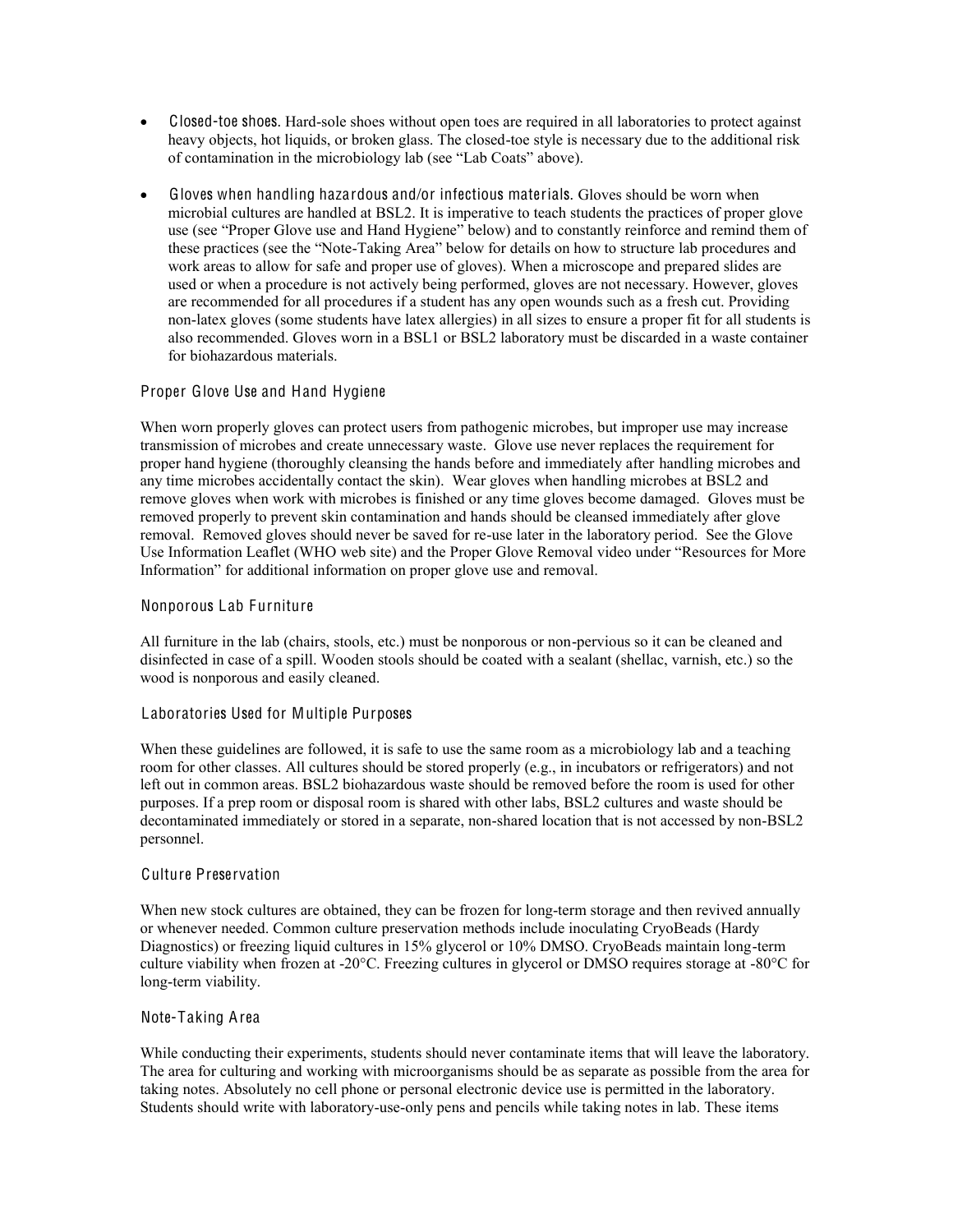- **Closed-toe shoes.** Hard-sole shoes without open toes are required in all laboratories to protect against heavy objects, hot liquids, or broken glass. The closed-toe style is necessary due to the additional risk of contamination in the microbiology lab (see "Lab Coats" above).

- **Gloves when handling hazardous and/or infectious materials.** Gloves should be worn when microbial cultures are handled at BSL2. It is imperative to teach students the practices of proper glove use (see "Proper Glove use and Hand Hygiene" below) and to constantly reinforce and remind them of these practices (see the "Note-Taking Area" below for details on how to structure lab procedures and work areas to allow for safe and proper use of gloves). When a microscope and prepared slides are used or when a procedure is not actively being performed, gloves are not necessary. However, gloves are recommended for all procedures if a student has any open wounds such as a fresh cut. Providing non-latex gloves (some students have latex allergies) in all sizes to ensure a proper fit for all students is also recommended. Gloves worn in a BSL1 or BSL2 laboratory must be discarded in a waste container for biohazardous materials.

### Proper Glove Use and Hand Hygiene

When worn properly gloves can protect users from pathogenic microbes, but improper use may increase transmission of microbes and create unnecessary waste. Glove use never replaces the requirement for proper hand hygiene (thoroughly cleansing the hands before and immediately after handling microbes and any time microbes accidentally contact the skin). Wear gloves when handling microbes at BSL2 and remove gloves when work with microbes is finished or any time gloves become damaged. Gloves must be removed properly to prevent skin contamination and hands should be cleansed immediately after glove removal. Removed gloves should never be saved for re-use later in the laboratory period. See the Glove Use Information Leaflet (WHO web site) and the Proper Glove Removal video under "Resources for More Information" for additional information on proper glove use and removal.

### Nonporous Lab Furniture

All furniture in the lab (chairs, stools, etc.) must be nonporous or non-pervious so it can be cleaned and disinfected in case of a spill. Wooden stools should be coated with a sealant (shellac, varnish, etc.) so the wood is nonporous and easily cleaned.

### Laboratories Used for Multiple Purposes

When these guidelines are followed, it is safe to use the same room as a microbiology lab and a teaching room for other classes. All cultures should be stored properly (e.g., in incubators or refrigerators) and not left out in common areas. BSL2 biohazardous waste should be removed before the room is used for other purposes. If a prep room or disposal room is shared with other labs, BSL2 cultures and waste should be decontaminated immediately or stored in a separate, non-shared location that is not accessed by non-BSL2 personnel.

### Culture Preservation

When new stock cultures are obtained, they can be frozen for long-term storage and then revived annually or whenever needed. Common culture preservation methods include inoculating CryoBeads (Hardy Diagnostics) or freezing liquid cultures in 15% glycerol or 10% DMSO. CryoBeads maintain long-term culture viability when frozen at -20°C. Freezing cultures in glycerol or DMSO requires storage at -80°C for long-term viability.

### Note-Taking Area

While conducting their experiments, students should never contaminate items that will leave the laboratory. The area for culturing and working with microorganisms should be as separate as possible from the area for taking notes. Absolutely no cell phone or personal electronic device use is permitted in the laboratory. Students should write with laboratory-use-only pens and pencils while taking notes in lab. These items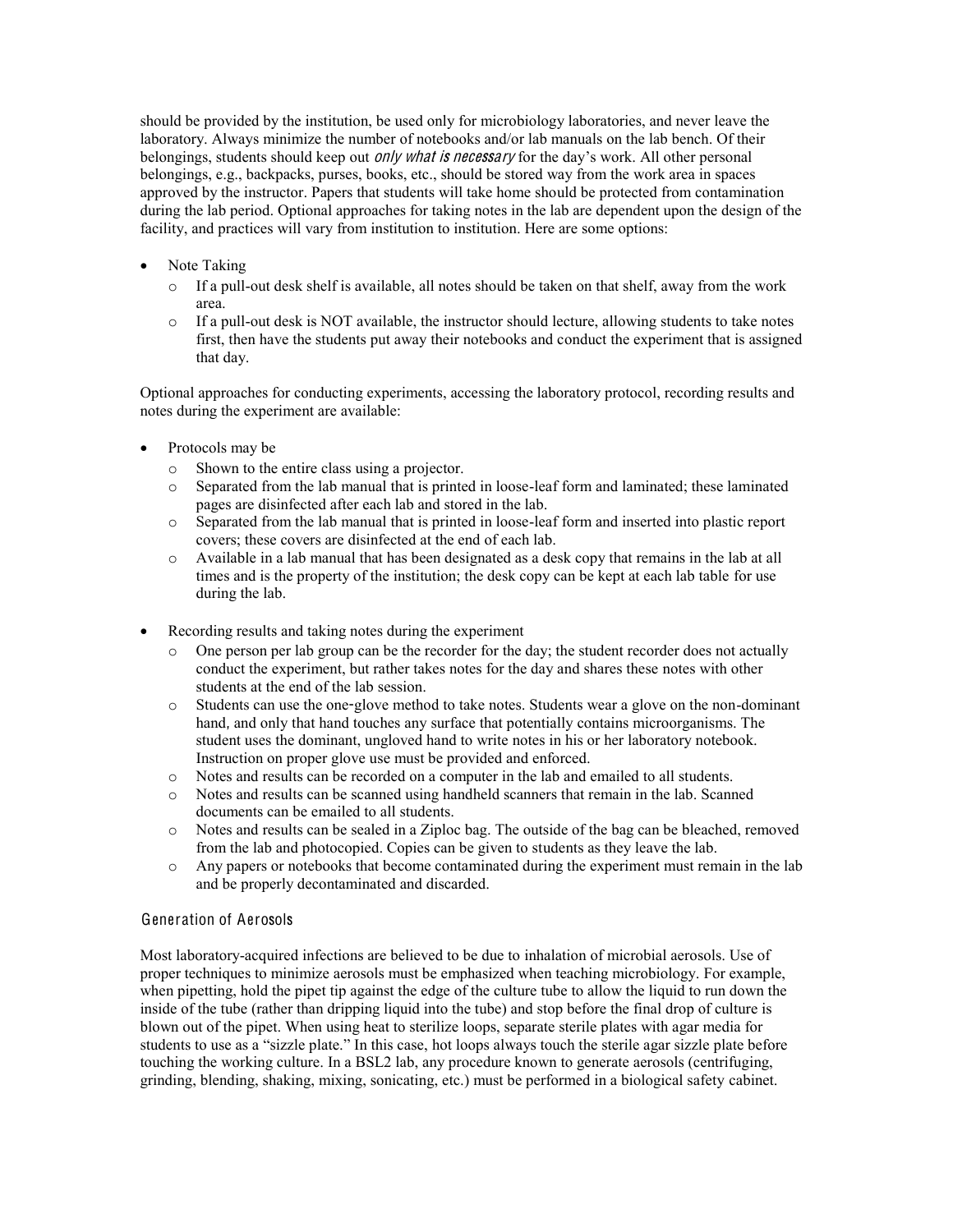should be provided by the institution, be used only for microbiology laboratories, and never leave the laboratory. Always minimize the number of notebooks and/or lab manuals on the lab bench. Of their belongings, students should keep out *only what is necessary* for the day's work. All other personal belongings, e.g., backpacks, purses, books, etc., should be stored way from the work area in spaces approved by the instructor. Papers that students will take home should be protected from contamination during the lab period. Optional approaches for taking notes in the lab are dependent upon the design of the facility, and practices will vary from institution to institution. Here are some options:

- Note Taking
  - If a pull-out desk shelf is available, all notes should be taken on that shelf, away from the work area.
  - If a pull-out desk is NOT available, the instructor should lecture, allowing students to take notes first, then have the students put away their notebooks and conduct the experiment that is assigned that day.

Optional approaches for conducting experiments, accessing the laboratory protocol, recording results and notes during the experiment are available:

- Protocols may be
  - Shown to the entire class using a projector.
  - Separated from the lab manual that is printed in loose-leaf form and laminated; these laminated pages are disinfected after each lab and stored in the lab.
  - Separated from the lab manual that is printed in loose-leaf form and inserted into plastic report covers; these covers are disinfected at the end of each lab.
  - Available in a lab manual that has been designated as a desk copy that remains in the lab at all times and is the property of the institution; the desk copy can be kept at each lab table for use during the lab.

- Recording results and taking notes during the experiment
  - One person per lab group can be the recorder for the day; the student recorder does not actually conduct the experiment, but rather takes notes for the day and shares these notes with other students at the end of the lab session.
  - Students can use the one-glove method to take notes. Students wear a glove on the non-dominant hand, and only that hand touches any surface that potentially contains microorganisms. The student uses the dominant, ungloved hand to write notes in his or her laboratory notebook. Instruction on proper glove use must be provided and enforced.
  - Notes and results can be recorded on a computer in the lab and emailed to all students.
  - Notes and results can be scanned using handheld scanners that remain in the lab. Scanned documents can be emailed to all students.
  - Notes and results can be sealed in a Ziploc bag. The outside of the bag can be bleached, removed from the lab and photocopied. Copies can be given to students as they leave the lab.
  - Any papers or notebooks that become contaminated during the experiment must remain in the lab and be properly decontaminated and discarded.

### Generation of Aerosols

Most laboratory-acquired infections are believed to be due to inhalation of microbial aerosols. Use of proper techniques to minimize aerosols must be emphasized when teaching microbiology. For example, when pipetting, hold the pipet tip against the edge of the culture tube to allow the liquid to run down the inside of the tube (rather than dripping liquid into the tube) and stop before the final drop of culture is blown out of the pipet. When using heat to sterilize loops, separate sterile plates with agar media for students to use as a "sizzle plate." In this case, hot loops always touch the sterile agar sizzle plate before touching the working culture. In a BSL2 lab, any procedure known to generate aerosols (centrifuging, grinding, blending, shaking, mixing, sonicating, etc.) must be performed in a biological safety cabinet.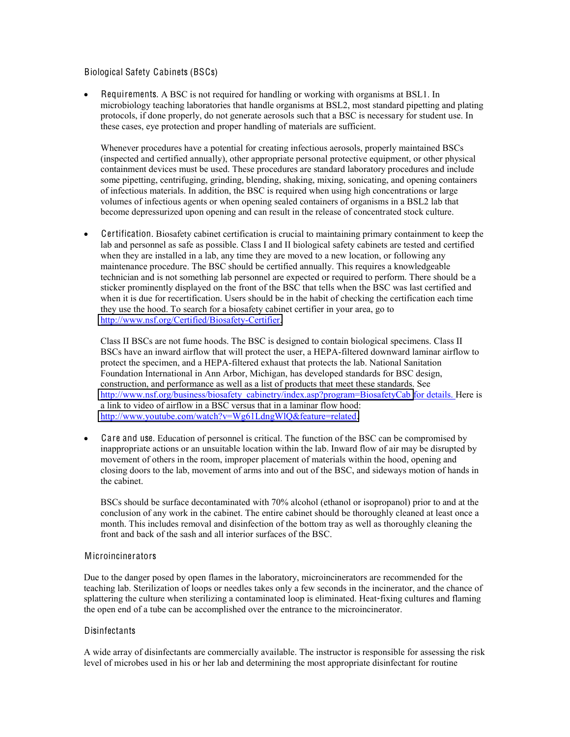### Biological Safety Cabinets (BSCs)

- **Requirements.** A BSC is not required for handling or working with organisms at BSL1. In microbiology teaching laboratories that handle organisms at BSL2, most standard pipetting and plating protocols, if done properly, do not generate aerosols such that a BSC is necessary for student use. In these cases, eye protection and proper handling of materials are sufficient.

  Whenever procedures have a potential for creating infectious aerosols, properly maintained BSCs (inspected and certified annually), other appropriate personal protective equipment, or other physical containment devices must be used. These procedures are standard laboratory procedures and include some pipetting, centrifuging, grinding, blending, shaking, mixing, sonicating, and opening containers of infectious materials. In addition, the BSC is required when using high concentrations or large volumes of infectious agents or when opening sealed containers of organisms in a BSL2 lab that become depressurized upon opening and can result in the release of concentrated stock culture.

- **Certification.** Biosafety cabinet certification is crucial to maintaining primary containment to keep the lab and personnel as safe as possible. Class I and II biological safety cabinets are tested and certified when they are installed in a lab, any time they are moved to a new location, or following any maintenance procedure. The BSC should be certified annually. This requires a knowledgeable technician and is not something lab personnel are expected or required to perform. There should be a sticker prominently displayed on the front of the BSC that tells when the BSC was last certified and when it is due for recertification. Users should be in the habit of checking the certification each time they use the hood. To search for a biosafety cabinet certifier in your area, go to http://www.nsf.org/Certified/Biosafety-Certifier.

  Class II BSCs are not fume hoods. The BSC is designed to contain biological specimens. Class II BSCs have an inward airflow that will protect the user, a HEPA-filtered downward laminar airflow to protect the specimen, and a HEPA-filtered exhaust that protects the lab. National Sanitation Foundation International in Ann Arbor, Michigan, has developed standards for BSC design, construction, and performance as well as a list of products that meet these standards. See http://www.nsf.org/business/biosafety_cabinetry/index.asp?program=BiosafetyCab for details. Here is a link to video of airflow in a BSC versus that in a laminar flow hood: http://www.youtube.com/watch?v=Wg61LdngWlQ&feature=related.

- **Care and use.** Education of personnel is critical. The function of the BSC can be compromised by inappropriate actions or an unsuitable location within the lab. Inward flow of air may be disrupted by movement of others in the room, improper placement of materials within the hood, opening and closing doors to the lab, movement of arms into and out of the BSC, and sideways motion of hands in the cabinet.

  BSCs should be surface decontaminated with 70% alcohol (ethanol or isopropanol) prior to and at the conclusion of any work in the cabinet. The entire cabinet should be thoroughly cleaned at least once a month. This includes removal and disinfection of the bottom tray as well as thoroughly cleaning the front and back of the sash and all interior surfaces of the BSC.

### Microincinerators

Due to the danger posed by open flames in the laboratory, microincinerators are recommended for the teaching lab. Sterilization of loops or needles takes only a few seconds in the incinerator, and the chance of splattering the culture when sterilizing a contaminated loop is eliminated. Heat-fixing cultures and flaming the open end of a tube can be accomplished over the entrance to the microincinerator.

### Disinfectants

A wide array of disinfectants are commercially available. The instructor is responsible for assessing the risk level of microbes used in his or her lab and determining the most appropriate disinfectant for routine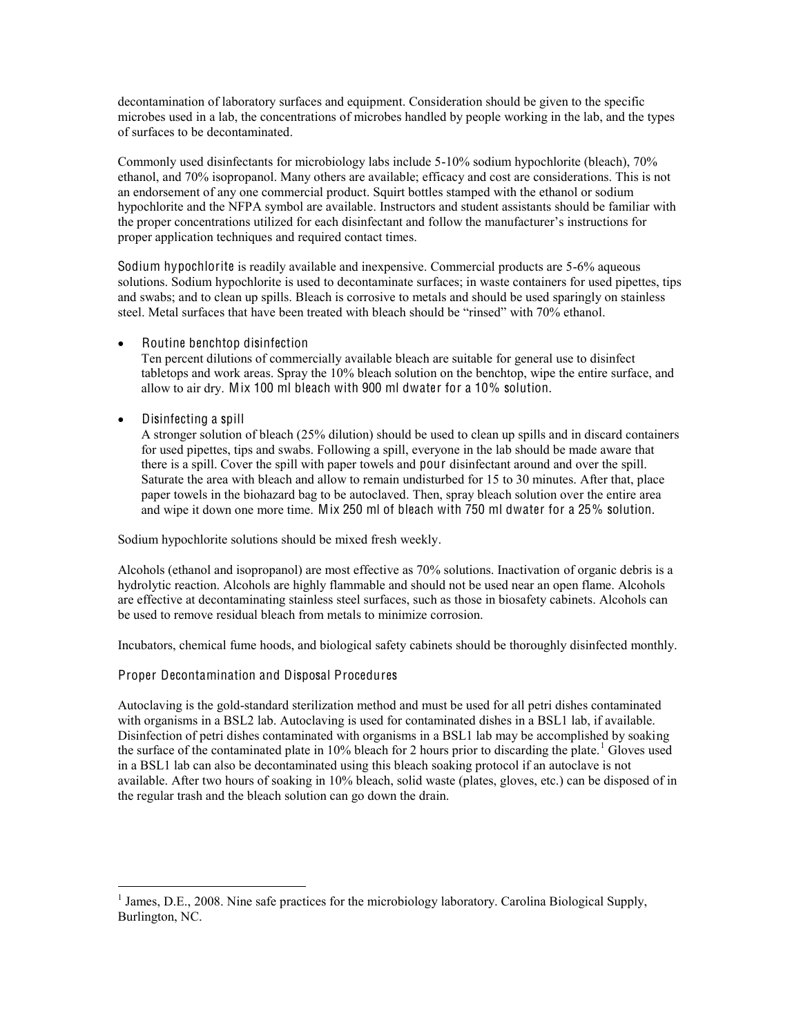decontamination of laboratory surfaces and equipment. Consideration should be given to the specific microbes used in a lab, the concentrations of microbes handled by people working in the lab, and the types of surfaces to be decontaminated.

Commonly used disinfectants for microbiology labs include 5-10% sodium hypochlorite (bleach), 70% ethanol, and 70% isopropanol. Many others are available; efficacy and cost are considerations. This is not an endorsement of any one commercial product. Squirt bottles stamped with the ethanol or sodium hypochlorite and the NFPA symbol are available. Instructors and student assistants should be familiar with the proper concentrations utilized for each disinfectant and follow the manufacturer's instructions for proper application techniques and required contact times.

**Sodium hypochlorite** is readily available and inexpensive. Commercial products are 5-6% aqueous solutions. Sodium hypochlorite is used to decontaminate surfaces; in waste containers for used pipettes, tips and swabs; and to clean up spills. Bleach is corrosive to metals and should be used sparingly on stainless steel. Metal surfaces that have been treated with bleach should be "rinsed" with 70% ethanol.

- **Routine benchtop disinfection**
  Ten percent dilutions of commercially available bleach are suitable for general use to disinfect tabletops and work areas. Spray the 10% bleach solution on the benchtop, wipe the entire surface, and allow to air dry. **Mix 100 ml bleach with 900 ml dwater for a 10% solution.**

- **Disinfecting a spill**
  A stronger solution of bleach (25% dilution) should be used to clean up spills and in discard containers for used pipettes, tips and swabs. Following a spill, everyone in the lab should be made aware that there is a spill. Cover the spill with paper towels and **pour** disinfectant around and over the spill. Saturate the area with bleach and allow to remain undisturbed for 15 to 30 minutes. After that, place paper towels in the biohazard bag to be autoclaved. Then, spray bleach solution over the entire area and wipe it down one more time. **Mix 250 ml of bleach with 750 ml dwater for a 25% solution.**

Sodium hypochlorite solutions should be mixed fresh weekly.

Alcohols (ethanol and isopropanol) are most effective as 70% solutions. Inactivation of organic debris is a hydrolytic reaction. Alcohols are highly flammable and should not be used near an open flame. Alcohols are effective at decontaminating stainless steel surfaces, such as those in biosafety cabinets. Alcohols can be used to remove residual bleach from metals to minimize corrosion.

Incubators, chemical fume hoods, and biological safety cabinets should be thoroughly disinfected monthly.

## Proper Decontamination and Disposal Procedures

Autoclaving is the gold-standard sterilization method and must be used for all petri dishes contaminated with organisms in a BSL2 lab. Autoclaving is used for contaminated dishes in a BSL1 lab, if available. Disinfection of petri dishes contaminated with organisms in a BSL1 lab may be accomplished by soaking the surface of the contaminated plate in 10% bleach for 2 hours prior to discarding the plate.[1] Gloves used in a BSL1 lab can also be decontaminated using this bleach soaking protocol if an autoclave is not available. After two hours of soaking in 10% bleach, solid waste (plates, gloves, etc.) can be disposed of in the regular trash and the bleach solution can go down the drain.

[1] James, D.E., 2008. Nine safe practices for the microbiology laboratory. Carolina Biological Supply, Burlington, NC.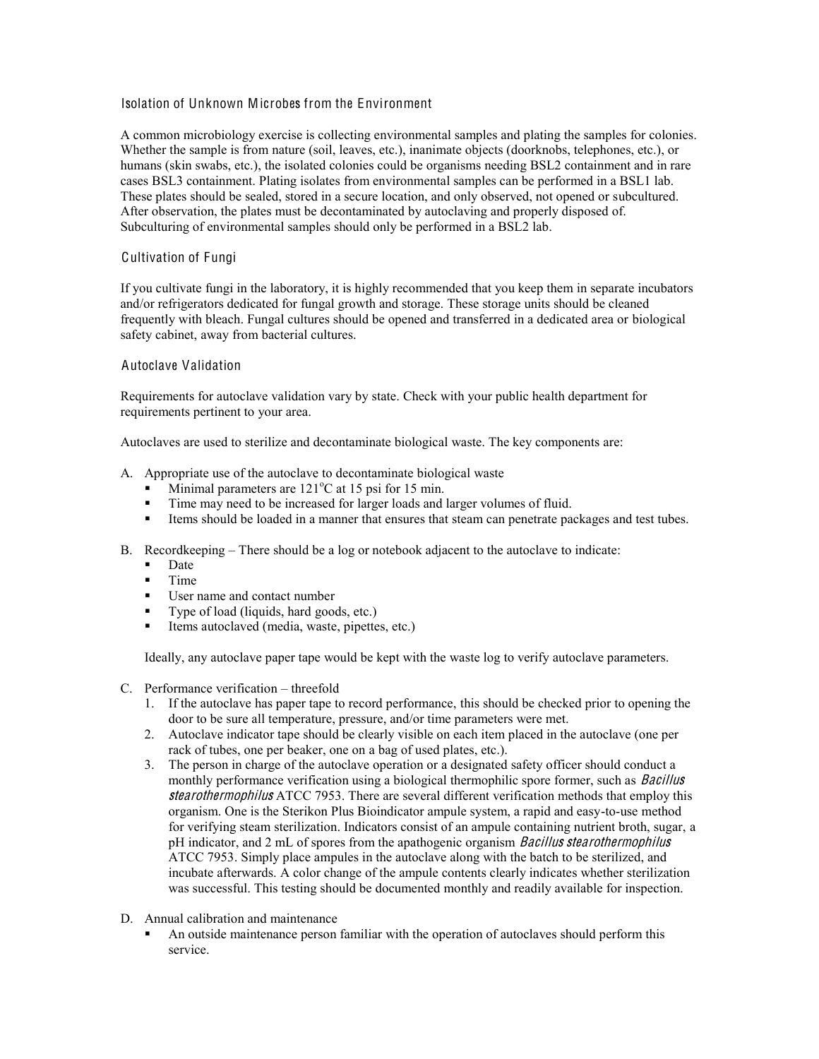## Isolation of Unknown Microbes from the Environment

A common microbiology exercise is collecting environmental samples and plating the samples for colonies. Whether the sample is from nature (soil, leaves, etc.), inanimate objects (doorknobs, telephones, etc.), or humans (skin swabs, etc.), the isolated colonies could be organisms needing BSL2 containment and in rare cases BSL3 containment. Plating isolates from environmental samples can be performed in a BSL1 lab. These plates should be sealed, stored in a secure location, and only observed, not opened or subcultured. After observation, the plates must be decontaminated by autoclaving and properly disposed of. Subculturing of environmental samples should only be performed in a BSL2 lab.

## Cultivation of Fungi

If you cultivate fungi in the laboratory, it is highly recommended that you keep them in separate incubators and/or refrigerators dedicated for fungal growth and storage. These storage units should be cleaned frequently with bleach. Fungal cultures should be opened and transferred in a dedicated area or biological safety cabinet, away from bacterial cultures.

## Autoclave Validation

Requirements for autoclave validation vary by state. Check with your public health department for requirements pertinent to your area.

Autoclaves are used to sterilize and decontaminate biological waste. The key components are:

A. Appropriate use of the autoclave to decontaminate biological waste
   - Minimal parameters are 121°C at 15 psi for 15 min.
   - Time may need to be increased for larger loads and larger volumes of fluid.
   - Items should be loaded in a manner that ensures that steam can penetrate packages and test tubes.

B. Recordkeeping – There should be a log or notebook adjacent to the autoclave to indicate:
   - Date
   - Time
   - User name and contact number
   - Type of load (liquids, hard goods, etc.)
   - Items autoclaved (media, waste, pipettes, etc.)

   Ideally, any autoclave paper tape would be kept with the waste log to verify autoclave parameters.

C. Performance verification – threefold
   1. If the autoclave has paper tape to record performance, this should be checked prior to opening the door to be sure all temperature, pressure, and/or time parameters were met.
   2. Autoclave indicator tape should be clearly visible on each item placed in the autoclave (one per rack of tubes, one per beaker, one on a bag of used plates, etc.).
   3. The person in charge of the autoclave operation or a designated safety officer should conduct a monthly performance verification using a biological thermophilic spore former, such as *Bacillus stearothermophilus* ATCC 7953. There are several different verification methods that employ this organism. One is the Sterikon Plus Bioindicator ampule system, a rapid and easy-to-use method for verifying steam sterilization. Indicators consist of an ampule containing nutrient broth, sugar, a pH indicator, and 2 mL of spores from the apathogenic organism *Bacillus stearothermophilus* ATCC 7953. Simply place ampules in the autoclave along with the batch to be sterilized, and incubate afterwards. A color change of the ampule contents clearly indicates whether sterilization was successful. This testing should be documented monthly and readily available for inspection.

D. Annual calibration and maintenance
   - An outside maintenance person familiar with the operation of autoclaves should perform this service.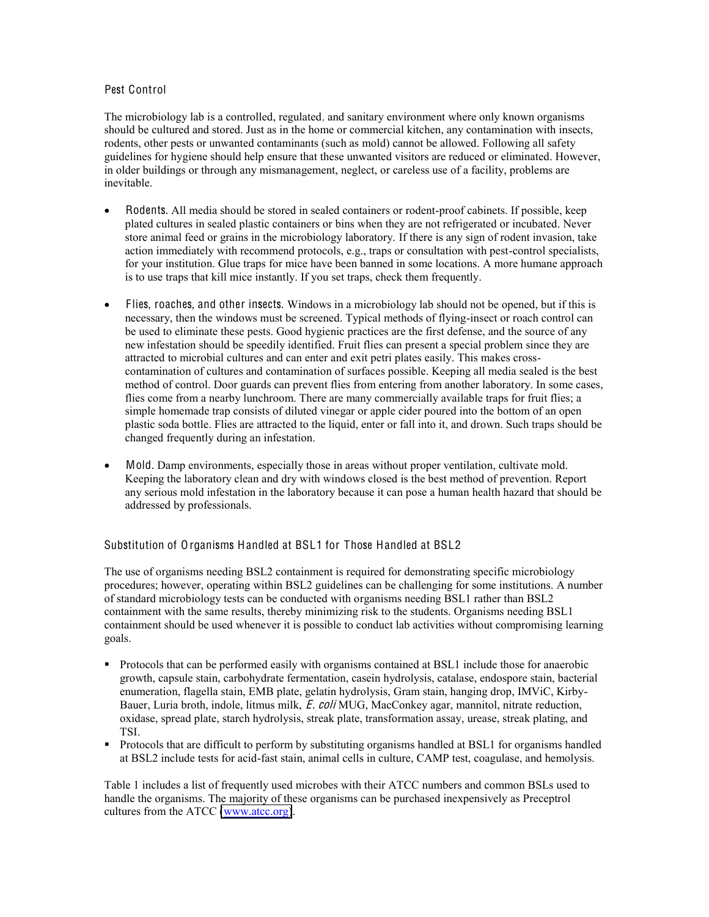### Pest Control

The microbiology lab is a controlled, regulated, and sanitary environment where only known organisms should be cultured and stored. Just as in the home or commercial kitchen, any contamination with insects, rodents, other pests or unwanted contaminants (such as mold) cannot be allowed. Following all safety guidelines for hygiene should help ensure that these unwanted visitors are reduced or eliminated. However, in older buildings or through any mismanagement, neglect, or careless use of a facility, problems are inevitable.

- **Rodents.** All media should be stored in sealed containers or rodent-proof cabinets. If possible, keep plated cultures in sealed plastic containers or bins when they are not refrigerated or incubated. Never store animal feed or grains in the microbiology laboratory. If there is any sign of rodent invasion, take action immediately with recommend protocols, e.g., traps or consultation with pest-control specialists, for your institution. Glue traps for mice have been banned in some locations. A more humane approach is to use traps that kill mice instantly. If you set traps, check them frequently.

- **Flies, roaches, and other insects.** Windows in a microbiology lab should not be opened, but if this is necessary, then the windows must be screened. Typical methods of flying-insect or roach control can be used to eliminate these pests. Good hygienic practices are the first defense, and the source of any new infestation should be speedily identified. Fruit flies can present a special problem since they are attracted to microbial cultures and can enter and exit petri plates easily. This makes cross-contamination of cultures and contamination of surfaces possible. Keeping all media sealed is the best method of control. Door guards can prevent flies from entering from another laboratory. In some cases, flies come from a nearby lunchroom. There are many commercially available traps for fruit flies; a simple homemade trap consists of diluted vinegar or apple cider poured into the bottom of an open plastic soda bottle. Flies are attracted to the liquid, enter or fall into it, and drown. Such traps should be changed frequently during an infestation.

- **Mold.** Damp environments, especially those in areas without proper ventilation, cultivate mold. Keeping the laboratory clean and dry with windows closed is the best method of prevention. Report any serious mold infestation in the laboratory because it can pose a human health hazard that should be addressed by professionals.

### Substitution of Organisms Handled at BSL1 for Those Handled at BSL2

The use of organisms needing BSL2 containment is required for demonstrating specific microbiology procedures; however, operating within BSL2 guidelines can be challenging for some institutions. A number of standard microbiology tests can be conducted with organisms needing BSL1 rather than BSL2 containment with the same results, thereby minimizing risk to the students. Organisms needing BSL1 containment should be used whenever it is possible to conduct lab activities without compromising learning goals.

- Protocols that can be performed easily with organisms contained at BSL1 include those for anaerobic growth, capsule stain, carbohydrate fermentation, casein hydrolysis, catalase, endospore stain, bacterial enumeration, flagella stain, EMB plate, gelatin hydrolysis, Gram stain, hanging drop, IMViC, Kirby-Bauer, Luria broth, indole, litmus milk, *E. coli* MUG, MacConkey agar, mannitol, nitrate reduction, oxidase, spread plate, starch hydrolysis, streak plate, transformation assay, urease, streak plating, and TSI.
- Protocols that are difficult to perform by substituting organisms handled at BSL1 for organisms handled at BSL2 include tests for acid-fast stain, animal cells in culture, CAMP test, coagulase, and hemolysis.

Table 1 includes a list of frequently used microbes with their ATCC numbers and common BSLs used to handle the organisms. The majority of these organisms can be purchased inexpensively as Preceptrol cultures from the ATCC [www.atcc.org].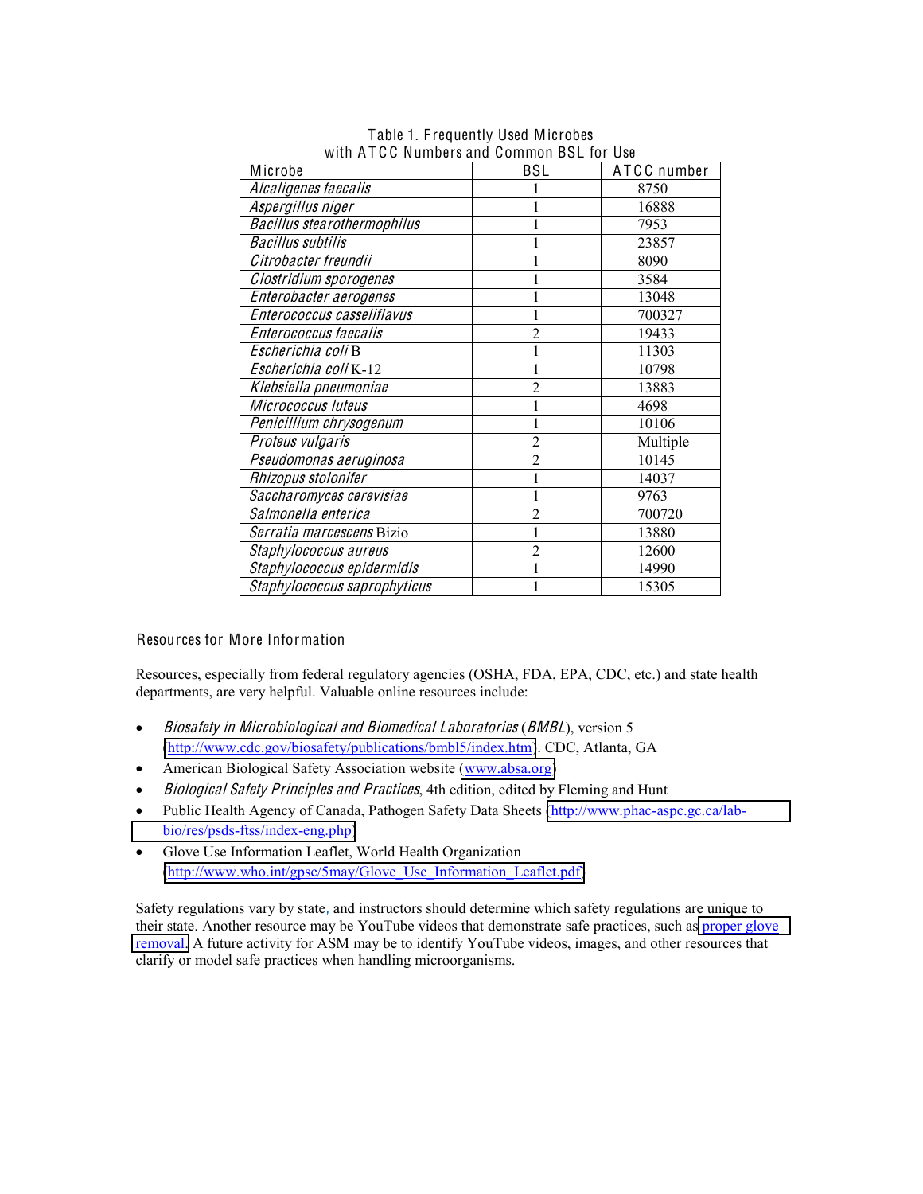Table 1. Frequently Used Microbes with ATCC Numbers and Common BSL for Use

| Microbe | BSL | ATCC number |
|---|---|---|
| *Alcaligenes faecalis* | 1 | 8750 |
| *Aspergillus niger* | 1 | 16888 |
| *Bacillus stearothermophilus* | 1 | 7953 |
| *Bacillus subtilis* | 1 | 23857 |
| *Citrobacter freundii* | 1 | 8090 |
| *Clostridium sporogenes* | 1 | 3584 |
| *Enterobacter aerogenes* | 1 | 13048 |
| *Enterococcus casseliflavus* | 1 | 700327 |
| *Enterococcus faecalis* | 2 | 19433 |
| *Escherichia coli* B | 1 | 11303 |
| *Escherichia coli* K-12 | 1 | 10798 |
| *Klebsiella pneumoniae* | 2 | 13883 |
| *Micrococcus luteus* | 1 | 4698 |
| *Penicillium chrysogenum* | 1 | 10106 |
| *Proteus vulgaris* | 2 | Multiple |
| *Pseudomonas aeruginosa* | 2 | 10145 |
| *Rhizopus stolonifer* | 1 | 14037 |
| *Saccharomyces cerevisiae* | 1 | 9763 |
| *Salmonella enterica* | 2 | 700720 |
| *Serratia marcescens* Bizio | 1 | 13880 |
| *Staphylococcus aureus* | 2 | 12600 |
| *Staphylococcus epidermidis* | 1 | 14990 |
| *Staphylococcus saprophyticus* | 1 | 15305 |

## Resources for More Information

Resources, especially from federal regulatory agencies (OSHA, FDA, EPA, CDC, etc.) and state health departments, are very helpful. Valuable online resources include:

- *Biosafety in Microbiological and Biomedical Laboratories* (*BMBL*), version 5 (http://www.cdc.gov/biosafety/publications/bmbl5/index.htm). CDC, Atlanta, GA
- American Biological Safety Association website (www.absa.org)
- *Biological Safety Principles and Practices*, 4th edition, edited by Fleming and Hunt
- Public Health Agency of Canada, Pathogen Safety Data Sheets (http://www.phac-aspc.gc.ca/lab-bio/res/psds-ftss/index-eng.php)
- Glove Use Information Leaflet, World Health Organization (http://www.who.int/gpsc/5may/Glove_Use_Information_Leaflet.pdf)

Safety regulations vary by state, and instructors should determine which safety regulations are unique to their state. Another resource may be YouTube videos that demonstrate safe practices, such as proper glove removal. A future activity for ASM may be to identify YouTube videos, images, and other resources that clarify or model safe practices when handling microorganisms.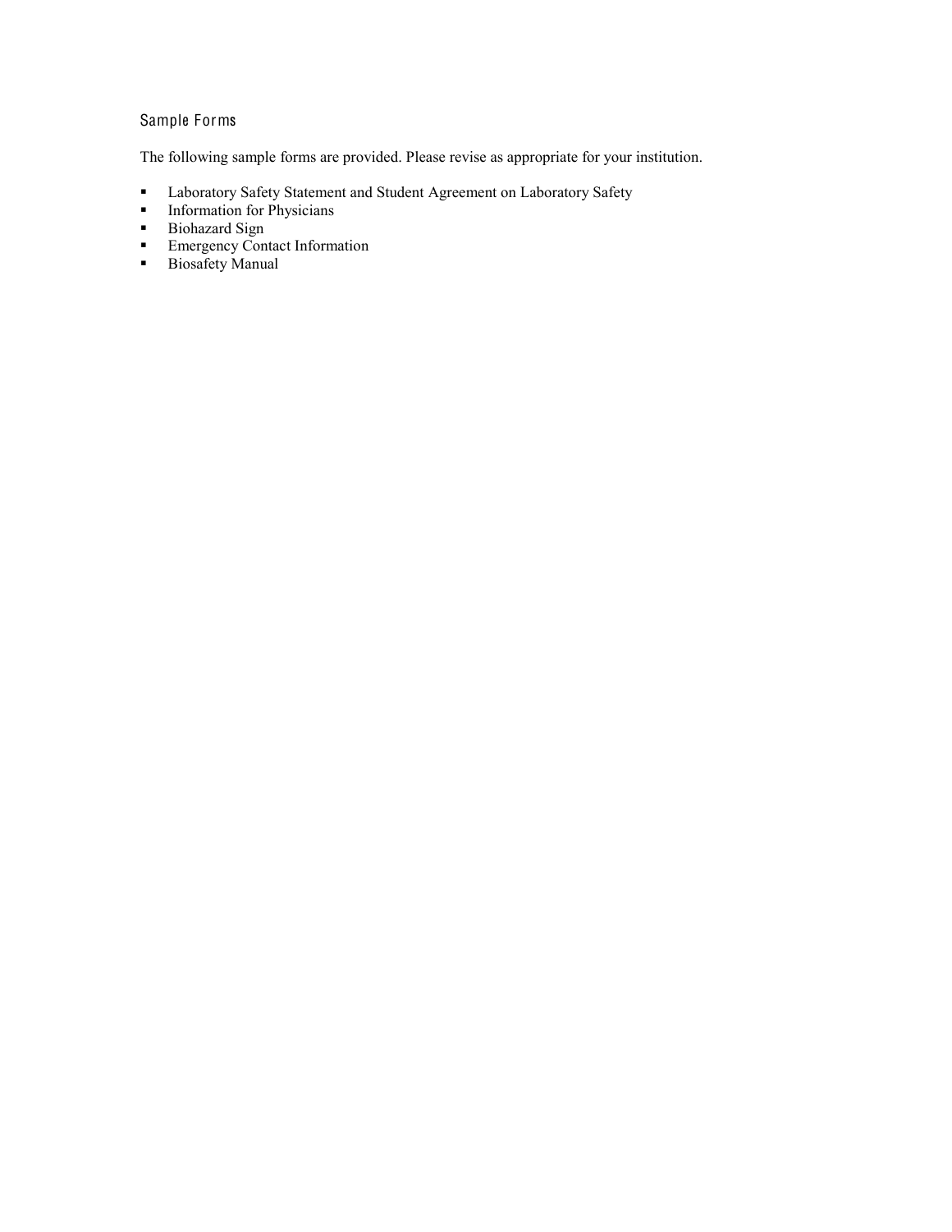## Sample Forms

The following sample forms are provided. Please revise as appropriate for your institution.

- Laboratory Safety Statement and Student Agreement on Laboratory Safety
- Information for Physicians
- Biohazard Sign
- Emergency Contact Information
- Biosafety Manual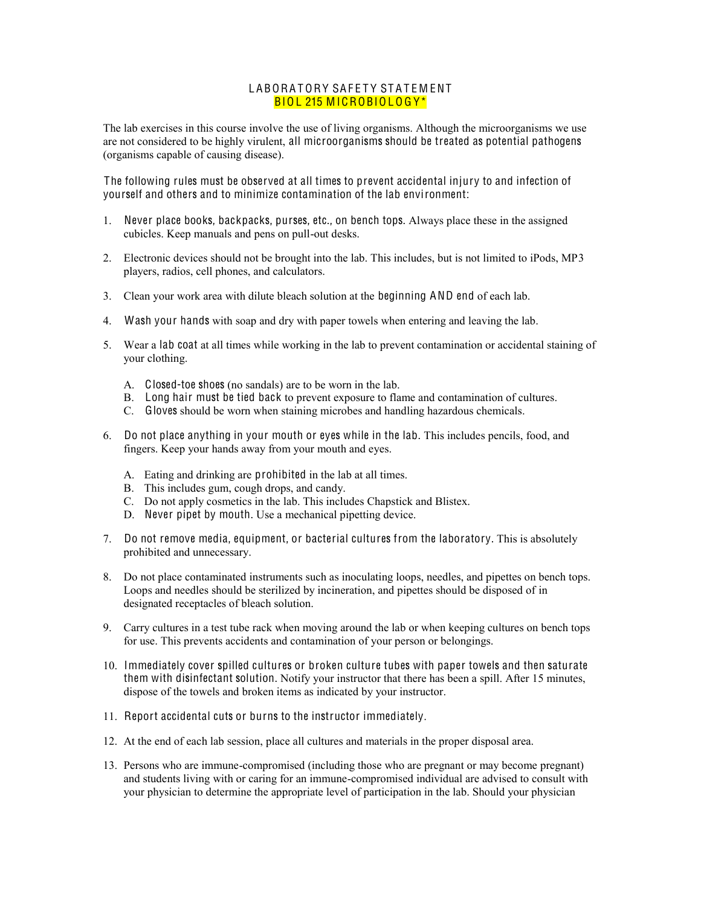# LABORATORY SAFETY STATEMENT
## BIOL 215 MICROBIOLOGY*

The lab exercises in this course involve the use of living organisms. Although the microorganisms we use are not considered to be highly virulent, **all microorganisms should be treated as potential pathogens** (organisms capable of causing disease).

**The following rules must be observed at all times to prevent accidental injury to and infection of yourself and others and to minimize contamination of the lab environment:**

1. **Never place books, backpacks, purses, etc., on bench tops.** Always place these in the assigned cubicles. Keep manuals and pens on pull-out desks.

2. Electronic devices should not be brought into the lab. This includes, but is not limited to iPods, MP3 players, radios, cell phones, and calculators.

3. Clean your work area with dilute bleach solution at the **beginning AND end** of each lab.

4. **Wash your hands** with soap and dry with paper towels when entering and leaving the lab.

5. Wear a **lab coat** at all times while working in the lab to prevent contamination or accidental staining of your clothing.

   A. **Closed-toe shoes** (no sandals) are to be worn in the lab.
   B. **Long hair must be tied back** to prevent exposure to flame and contamination of cultures.
   C. **Gloves** should be worn when staining microbes and handling hazardous chemicals.

6. **Do not place anything in your mouth or eyes while in the lab.** This includes pencils, food, and fingers. Keep your hands away from your mouth and eyes.

   A. Eating and drinking are **prohibited** in the lab at all times.
   B. This includes gum, cough drops, and candy.
   C. Do not apply cosmetics in the lab. This includes Chapstick and Blistex.
   D. **Never pipet by mouth.** Use a mechanical pipetting device.

7. **Do not remove media, equipment, or bacterial cultures from the laboratory.** This is absolutely prohibited and unnecessary.

8. Do not place contaminated instruments such as inoculating loops, needles, and pipettes on bench tops. Loops and needles should be sterilized by incineration, and pipettes should be disposed of in designated receptacles of bleach solution.

9. Carry cultures in a test tube rack when moving around the lab or when keeping cultures on bench tops for use. This prevents accidents and contamination of your person or belongings.

10. **Immediately cover spilled cultures or broken culture tubes with paper towels and then saturate them with disinfectant solution.** Notify your instructor that there has been a spill. After 15 minutes, dispose of the towels and broken items as indicated by your instructor.

11. **Report accidental cuts or burns to the instructor immediately.**

12. At the end of each lab session, place all cultures and materials in the proper disposal area.

13. Persons who are immune-compromised (including those who are pregnant or may become pregnant) and students living with or caring for an immune-compromised individual are advised to consult with your physician to determine the appropriate level of participation in the lab. Should your physician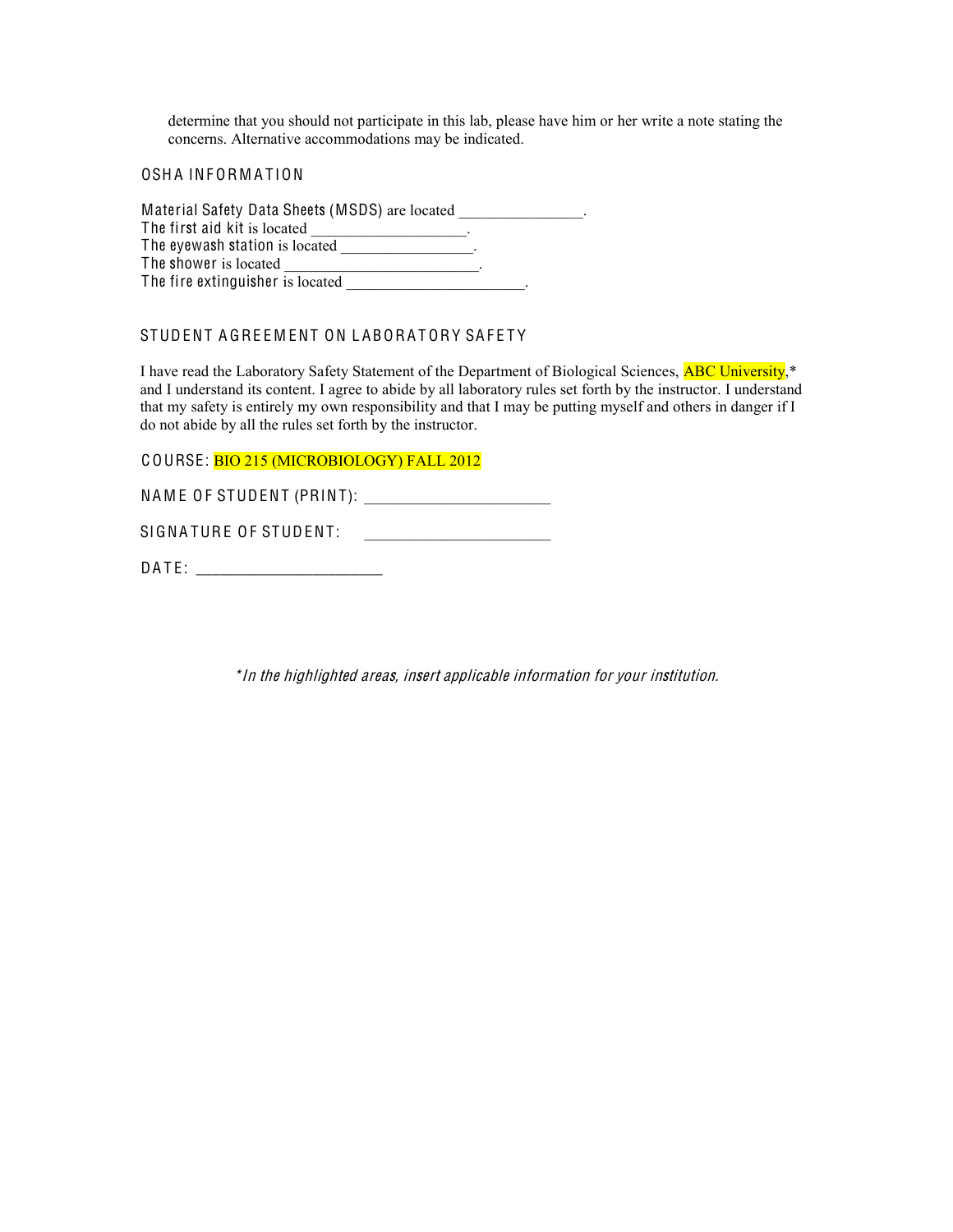determine that you should not participate in this lab, please have him or her write a note stating the concerns. Alternative accommodations may be indicated.

## OSHA INFORMATION

Material Safety Data Sheets (MSDS) are located _______________.
The first aid kit is located ___________________.
The eyewash station is located ________________.
The shower is located ________________________.
The fire extinguisher is located ______________________.

## STUDENT AGREEMENT ON LABORATORY SAFETY

I have read the Laboratory Safety Statement of the Department of Biological Sciences, ABC University,* and I understand its content. I agree to abide by all laboratory rules set forth by the instructor. I understand that my safety is entirely my own responsibility and that I may be putting myself and others in danger if I do not abide by all the rules set forth by the instructor.

COURSE: BIO 215 (MICROBIOLOGY) FALL 2012

NAME OF STUDENT (PRINT): ______________________

SIGNATURE OF STUDENT: ______________________

DATE: ______________________

*\*In the highlighted areas, insert applicable information for your institution.*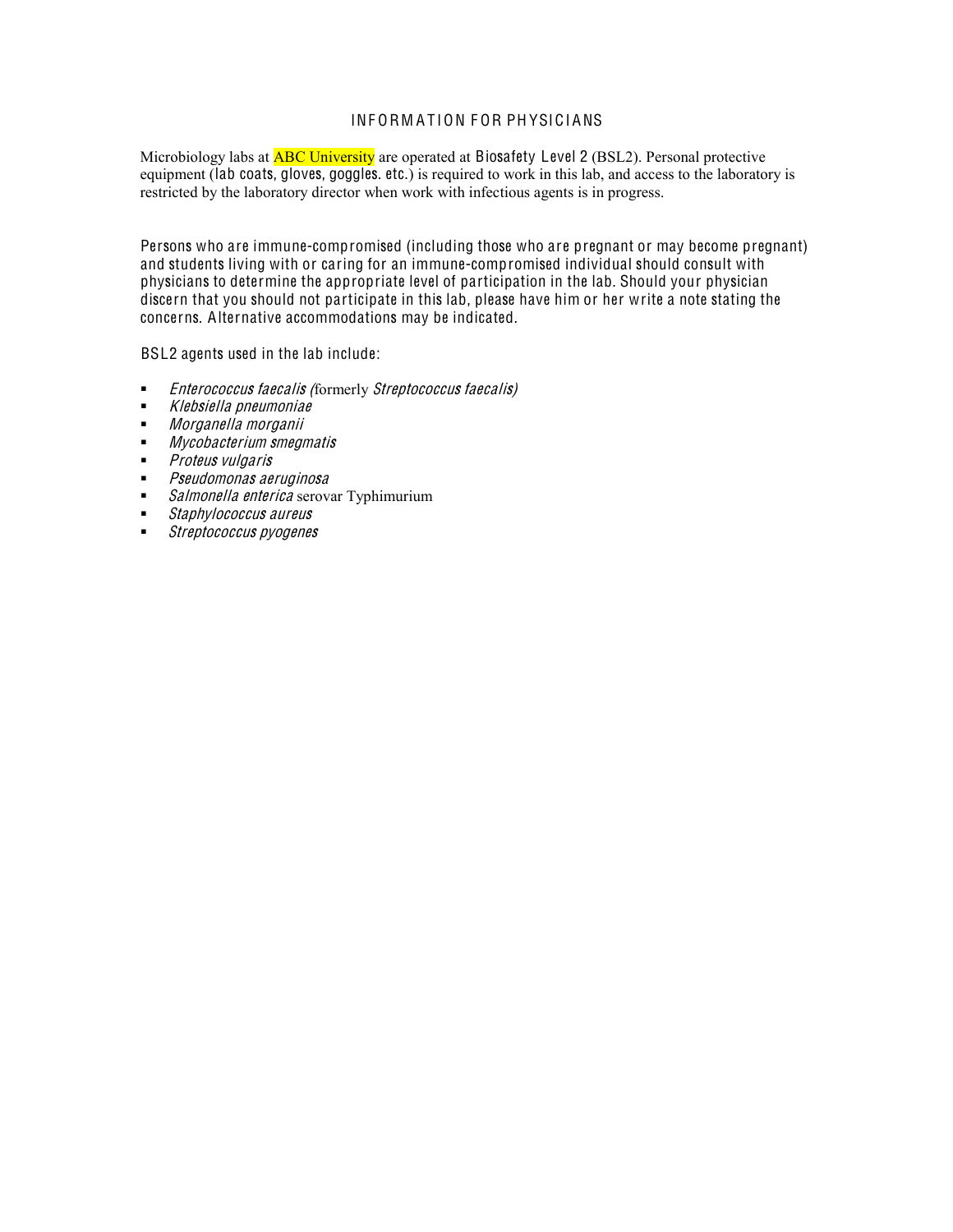## INFORMATION FOR PHYSICIANS

Microbiology labs at ABC University are operated at Biosafety Level 2 (BSL2). Personal protective equipment (lab coats, gloves, goggles. etc.) is required to work in this lab, and access to the laboratory is restricted by the laboratory director when work with infectious agents is in progress.

Persons who are immune-compromised (including those who are pregnant or may become pregnant) and students living with or caring for an immune-compromised individual should consult with physicians to determine the appropriate level of participation in the lab. Should your physician discern that you should not participate in this lab, please have him or her write a note stating the concerns. Alternative accommodations may be indicated.

BSL2 agents used in the lab include:

- *Enterococcus faecalis (*formerly *Streptococcus faecalis)*
- *Klebsiella pneumoniae*
- *Morganella morganii*
- *Mycobacterium smegmatis*
- *Proteus vulgaris*
- *Pseudomonas aeruginosa*
- *Salmonella enterica* serovar Typhimurium
- *Staphylococcus aureus*
- *Streptococcus pyogenes*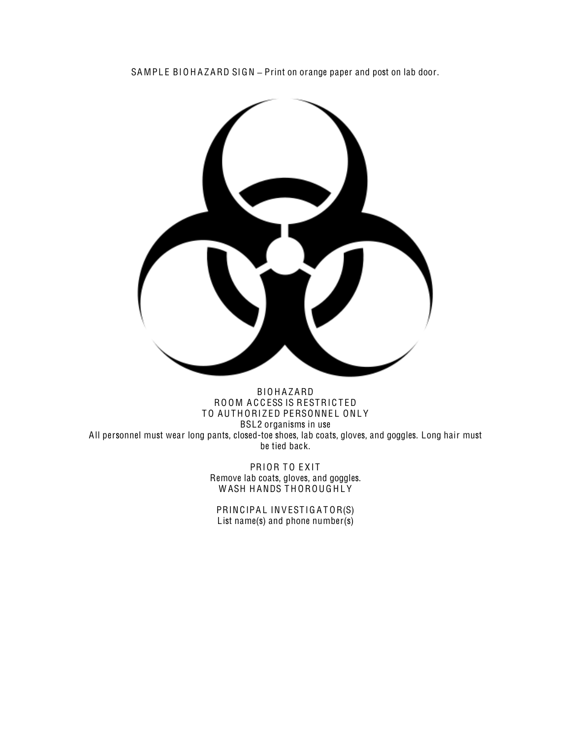SAMPLE BIOHAZARD SIGN – Print on orange paper and post on lab door.

BIOHAZARD
ROOM ACCESS IS RESTRICTED
TO AUTHORIZED PERSONNEL ONLY
BSL2 organisms in use
All personnel must wear long pants, closed-toe shoes, lab coats, gloves, and goggles. Long hair must be tied back.

PRIOR TO EXIT
Remove lab coats, gloves, and goggles.
WASH HANDS THOROUGHLY

PRINCIPAL INVESTIGATOR(S)
List name(s) and phone number(s)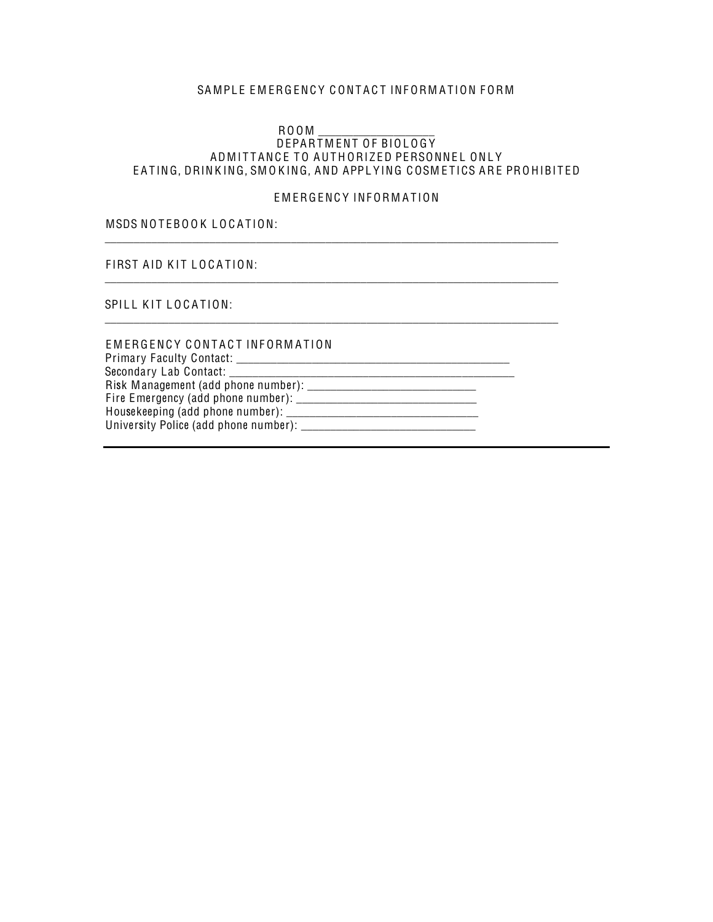## SAMPLE EMERGENCY CONTACT INFORMATION FORM

ROOM ___________________
DEPARTMENT OF BIOLOGY
ADMITTANCE TO AUTHORIZED PERSONNEL ONLY
EATING, DRINKING, SMOKING, AND APPLYING COSMETICS ARE PROHIBITED

### EMERGENCY INFORMATION

MSDS NOTEBOOK LOCATION:
______________________________________________________________________________

FIRST AID KIT LOCATION:
______________________________________________________________________________

SPILL KIT LOCATION:
______________________________________________________________________________

EMERGENCY CONTACT INFORMATION
Primary Faculty Contact: ______________________________________________
Secondary Lab Contact: __________________________________________________
Risk Management (add phone number): _____________________________
Fire Emergency (add phone number): _______________________________
Housekeeping (add phone number): _________________________________
University Police (add phone number): ______________________________

---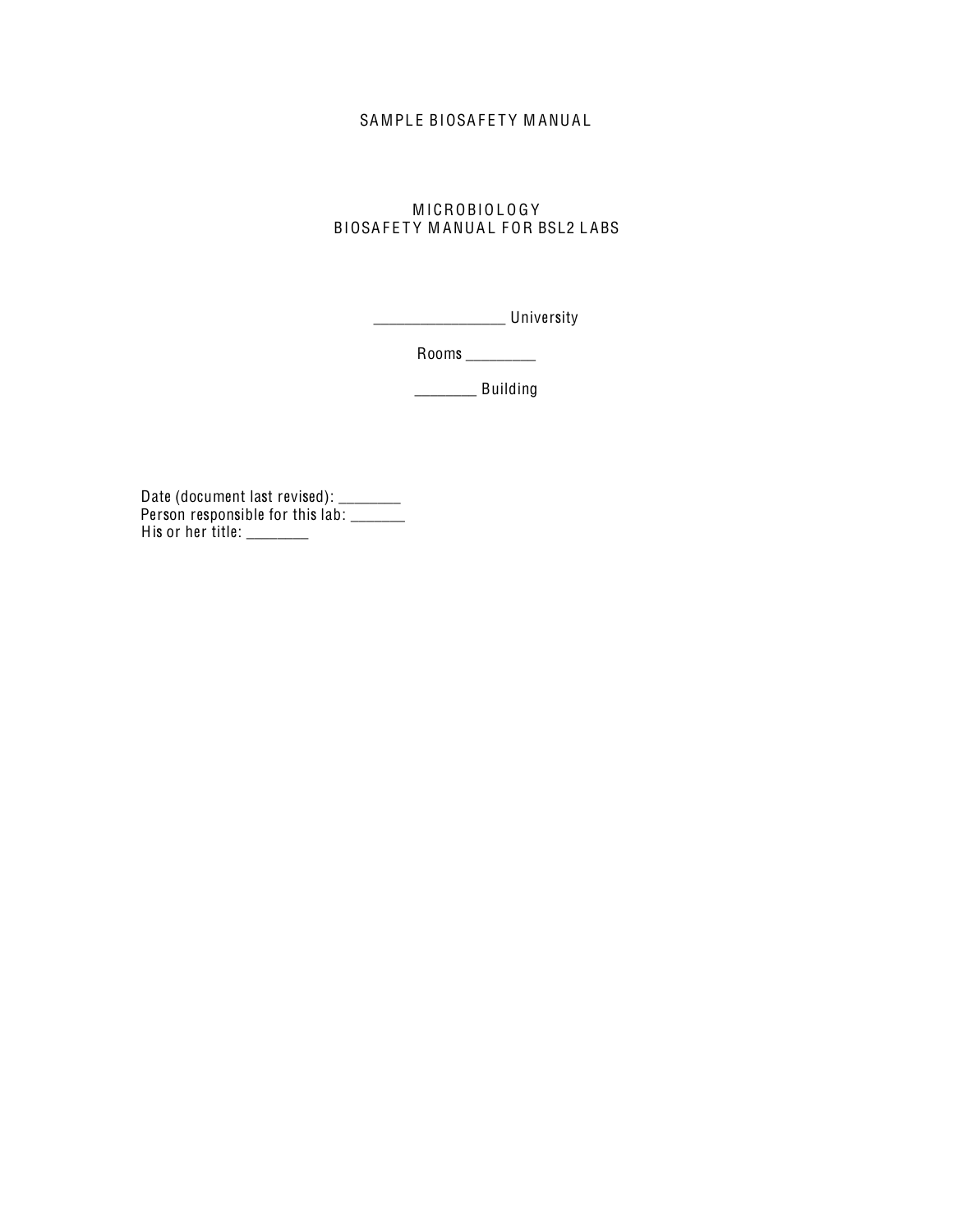# SAMPLE BIOSAFETY MANUAL

## MICROBIOLOGY
## BIOSAFETY MANUAL FOR BSL2 LABS

________________ University

Rooms ________

_______ Building

Date (document last revised): ________
Person responsible for this lab: _______
His or her title: ________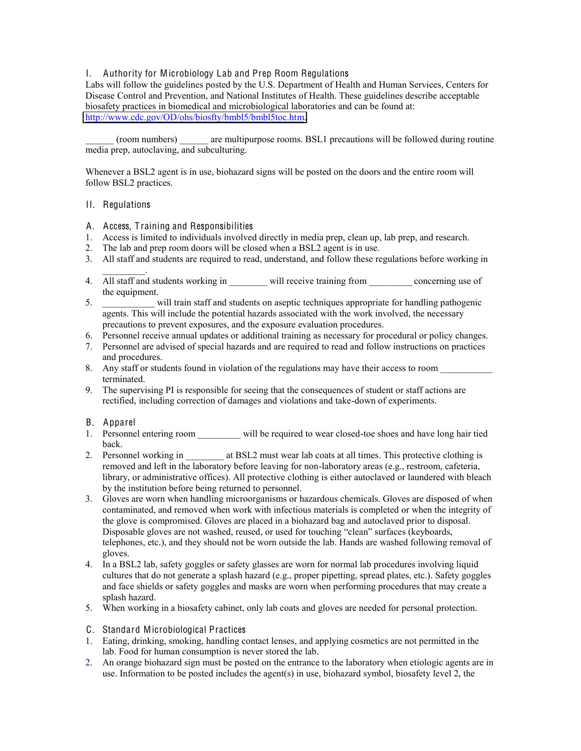## I. Authority for Microbiology Lab and Prep Room Regulations

Labs will follow the guidelines posted by the U.S. Department of Health and Human Services, Centers for Disease Control and Prevention, and National Institutes of Health. These guidelines describe acceptable biosafety practices in biomedical and microbiological laboratories and can be found at: http://www.cdc.gov/OD/ohs/biosfty/bmbl5/bmbl5toc.htm.

______ (room numbers) ______ are multipurpose rooms. BSL1 precautions will be followed during routine media prep, autoclaving, and subculturing.

Whenever a BSL2 agent is in use, biohazard signs will be posted on the doors and the entire room will follow BSL2 practices.

## II. Regulations

### A. Access, Training and Responsibilities

1. Access is limited to individuals involved directly in media prep, clean up, lab prep, and research.
2. The lab and prep room doors will be closed when a BSL2 agent is in use.
3. All staff and students are required to read, understand, and follow these regulations before working in _________.
4. All staff and students working in ________ will receive training from _________ concerning use of the equipment.
5. ___________ will train staff and students on aseptic techniques appropriate for handling pathogenic agents. This will include the potential hazards associated with the work involved, the necessary precautions to prevent exposures, and the exposure evaluation procedures.
6. Personnel receive annual updates or additional training as necessary for procedural or policy changes.
7. Personnel are advised of special hazards and are required to read and follow instructions on practices and procedures.
8. Any staff or students found in violation of the regulations may have their access to room ___________ terminated.
9. The supervising PI is responsible for seeing that the consequences of student or staff actions are rectified, including correction of damages and violations and take-down of experiments.

### B. Apparel

1. Personnel entering room _________ will be required to wear closed-toe shoes and have long hair tied back.
2. Personnel working in ________ at BSL2 must wear lab coats at all times. This protective clothing is removed and left in the laboratory before leaving for non-laboratory areas (e.g., restroom, cafeteria, library, or administrative offices). All protective clothing is either autoclaved or laundered with bleach by the institution before being returned to personnel.
3. Gloves are worn when handling microorganisms or hazardous chemicals. Gloves are disposed of when contaminated, and removed when work with infectious materials is completed or when the integrity of the glove is compromised. Gloves are placed in a biohazard bag and autoclaved prior to disposal. Disposable gloves are not washed, reused, or used for touching "clean" surfaces (keyboards, telephones, etc.), and they should not be worn outside the lab. Hands are washed following removal of gloves.
4. In a BSL2 lab, safety goggles or safety glasses are worn for normal lab procedures involving liquid cultures that do not generate a splash hazard (e.g., proper pipetting, spread plates, etc.). Safety goggles and face shields or safety goggles and masks are worn when performing procedures that may create a splash hazard.
5. When working in a biosafety cabinet, only lab coats and gloves are needed for personal protection.

### C. Standard Microbiological Practices

1. Eating, drinking, smoking, handling contact lenses, and applying cosmetics are not permitted in the lab. Food for human consumption is never stored the lab.
2. An orange biohazard sign must be posted on the entrance to the laboratory when etiologic agents are in use. Information to be posted includes the agent(s) in use, biohazard symbol, biosafety level 2, the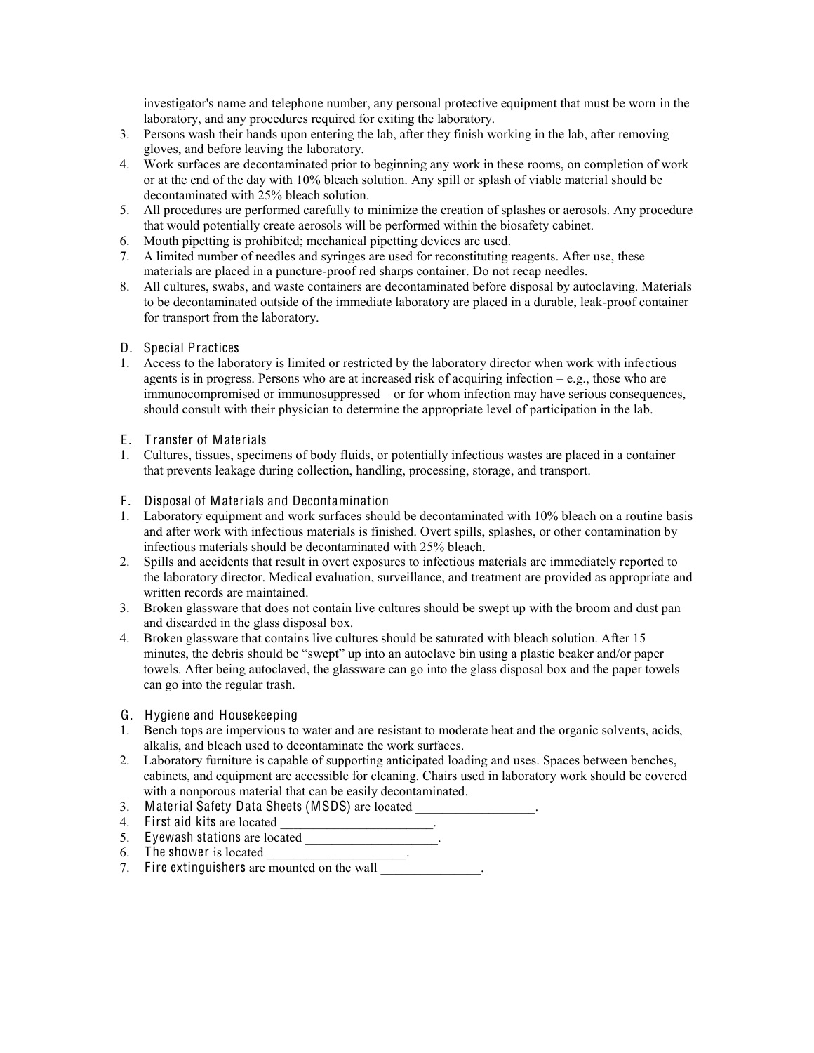investigator's name and telephone number, any personal protective equipment that must be worn in the laboratory, and any procedures required for exiting the laboratory.

3. Persons wash their hands upon entering the lab, after they finish working in the lab, after removing gloves, and before leaving the laboratory.
4. Work surfaces are decontaminated prior to beginning any work in these rooms, on completion of work or at the end of the day with 10% bleach solution. Any spill or splash of viable material should be decontaminated with 25% bleach solution.
5. All procedures are performed carefully to minimize the creation of splashes or aerosols. Any procedure that would potentially create aerosols will be performed within the biosafety cabinet.
6. Mouth pipetting is prohibited; mechanical pipetting devices are used.
7. A limited number of needles and syringes are used for reconstituting reagents. After use, these materials are placed in a puncture-proof red sharps container. Do not recap needles.
8. All cultures, swabs, and waste containers are decontaminated before disposal by autoclaving. Materials to be decontaminated outside of the immediate laboratory are placed in a durable, leak-proof container for transport from the laboratory.

### D. Special Practices

1. Access to the laboratory is limited or restricted by the laboratory director when work with infectious agents is in progress. Persons who are at increased risk of acquiring infection – e.g., those who are immunocompromised or immunosuppressed – or for whom infection may have serious consequences, should consult with their physician to determine the appropriate level of participation in the lab.

### E. Transfer of Materials

1. Cultures, tissues, specimens of body fluids, or potentially infectious wastes are placed in a container that prevents leakage during collection, handling, processing, storage, and transport.

### F. Disposal of Materials and Decontamination

1. Laboratory equipment and work surfaces should be decontaminated with 10% bleach on a routine basis and after work with infectious materials is finished. Overt spills, splashes, or other contamination by infectious materials should be decontaminated with 25% bleach.
2. Spills and accidents that result in overt exposures to infectious materials are immediately reported to the laboratory director. Medical evaluation, surveillance, and treatment are provided as appropriate and written records are maintained.
3. Broken glassware that does not contain live cultures should be swept up with the broom and dust pan and discarded in the glass disposal box.
4. Broken glassware that contains live cultures should be saturated with bleach solution. After 15 minutes, the debris should be "swept" up into an autoclave bin using a plastic beaker and/or paper towels. After being autoclaved, the glassware can go into the glass disposal box and the paper towels can go into the regular trash.

### G. Hygiene and Housekeeping

1. Bench tops are impervious to water and are resistant to moderate heat and the organic solvents, acids, alkalis, and bleach used to decontaminate the work surfaces.
2. Laboratory furniture is capable of supporting anticipated loading and uses. Spaces between benches, cabinets, and equipment are accessible for cleaning. Chairs used in laboratory work should be covered with a nonporous material that can be easily decontaminated.
3. Material Safety Data Sheets (MSDS) are located __________________.
4. First aid kits are located _______________________.
5. Eyewash stations are located ____________________.
6. The shower is located _____________________.
7. Fire extinguishers are mounted on the wall _______________.